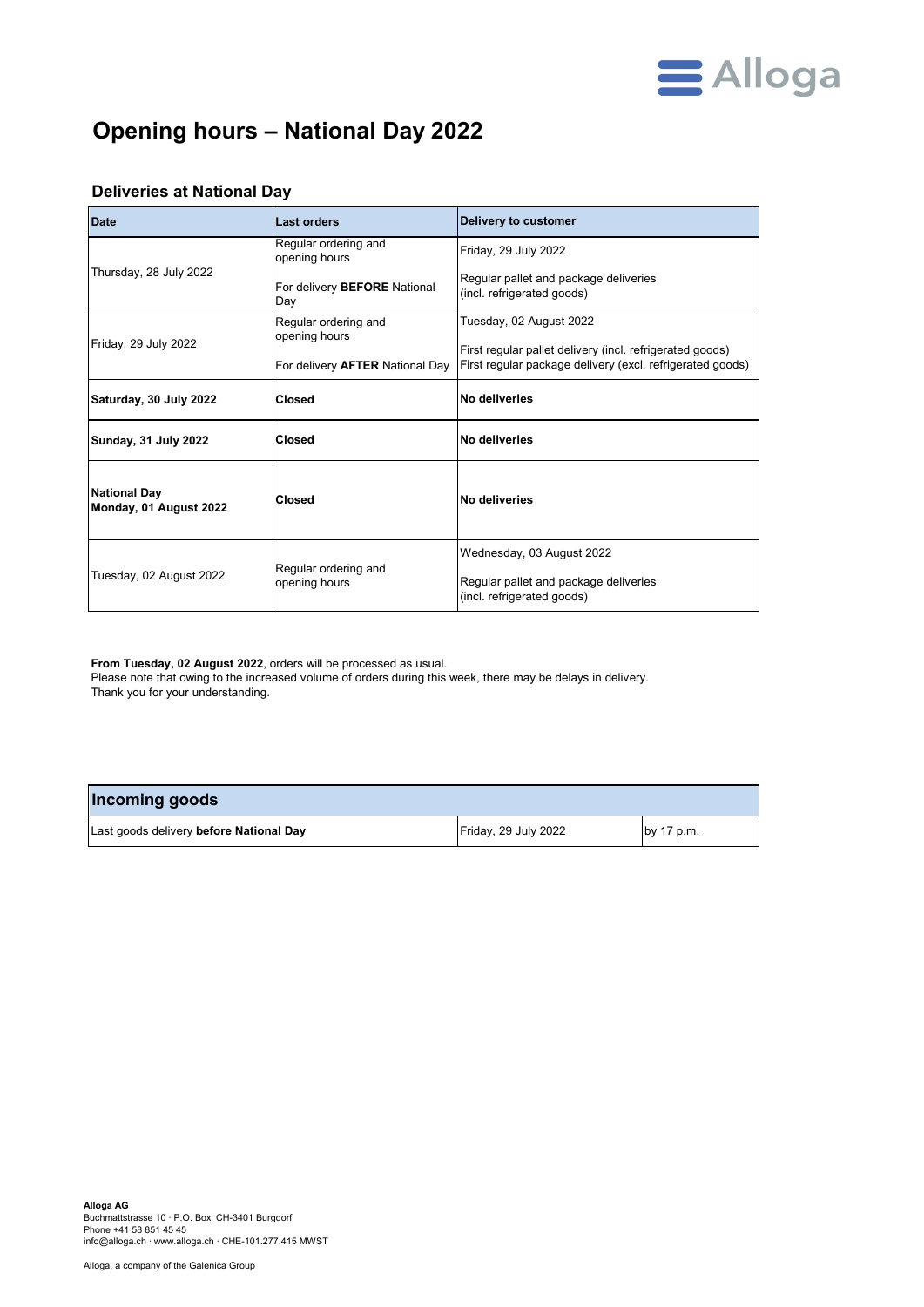# Opening hours – National Day 2022

## Deliveries at National Day

| Date | Last orders | Delivery to customer |
|---|---|---|
| Thursday, 28 July 2022 | Regular ordering and opening hours<br><br>For delivery **BEFORE** National Day | Friday, 29 July 2022<br><br>Regular pallet and package deliveries (incl. refrigerated goods) |
| Friday, 29 July 2022 | Regular ordering and opening hours<br><br>For delivery **AFTER** National Day | Tuesday, 02 August 2022<br><br>First regular pallet delivery (incl. refrigerated goods)<br>First regular package delivery (excl. refrigerated goods) |
| **Saturday, 30 July 2022** | **Closed** | **No deliveries** |
| **Sunday, 31 July 2022** | **Closed** | **No deliveries** |
| **National Day**<br>**Monday, 01 August 2022** | **Closed** | **No deliveries** |
| Tuesday, 02 August 2022 | Regular ordering and opening hours | Wednesday, 03 August 2022<br><br>Regular pallet and package deliveries (incl. refrigerated goods) |

**From Tuesday, 02 August 2022**, orders will be processed as usual.
Please note that owing to the increased volume of orders during this week, there may be delays in delivery.
Thank you for your understanding.

| **Incoming goods** | | |
|---|---|---|
| Last goods delivery **before National Day** | Friday, 29 July 2022 | by 17 p.m. |

**Alloga AG**
Buchmattstrasse 10 · P.O. Box· CH-3401 Burgdorf
Phone +41 58 851 45 45
info@alloga.ch · www.alloga.ch · CHE-101.277.415 MWST

Alloga, a company of the Galenica Group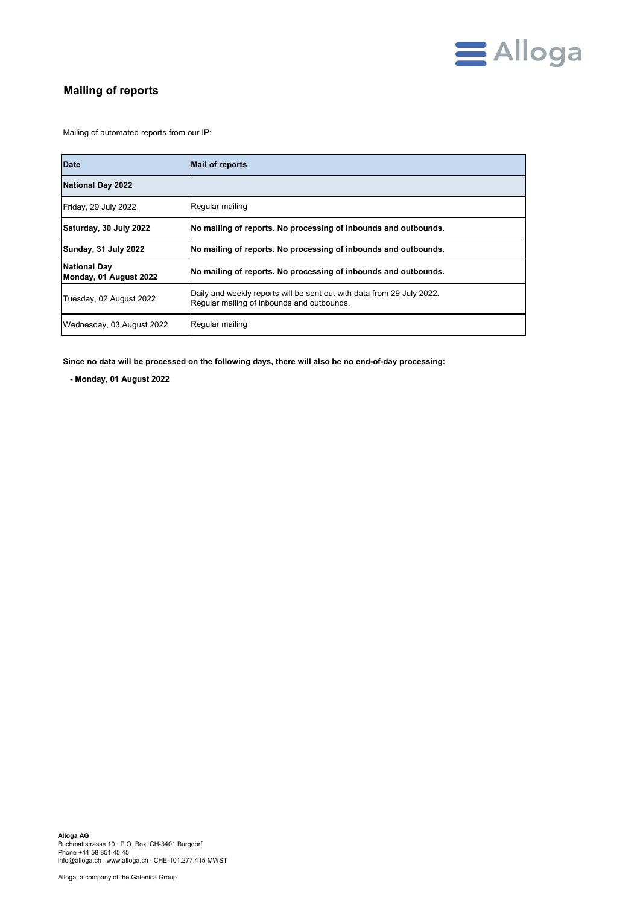## Mailing of reports

Mailing of automated reports from our IP:

| Date | Mail of reports |
|---|---|
| **National Day 2022** | |
| Friday, 29 July 2022 | Regular mailing |
| **Saturday, 30 July 2022** | **No mailing of reports. No processing of inbounds and outbounds.** |
| **Sunday, 31 July 2022** | **No mailing of reports. No processing of inbounds and outbounds.** |
| **National Day Monday, 01 August 2022** | **No mailing of reports. No processing of inbounds and outbounds.** |
| Tuesday, 02 August 2022 | Daily and weekly reports will be sent out with data from 29 July 2022. Regular mailing of inbounds and outbounds. |
| Wednesday, 03 August 2022 | Regular mailing |

**Since no data will be processed on the following days, there will also be no end-of-day processing:**

**- Monday, 01 August 2022**

**Alloga AG**
Buchmattstrasse 10 · P.O. Box· CH-3401 Burgdorf
Phone +41 58 851 45 45
info@alloga.ch · www.alloga.ch · CHE-101.277.415 MWST

Alloga, a company of the Galenica Group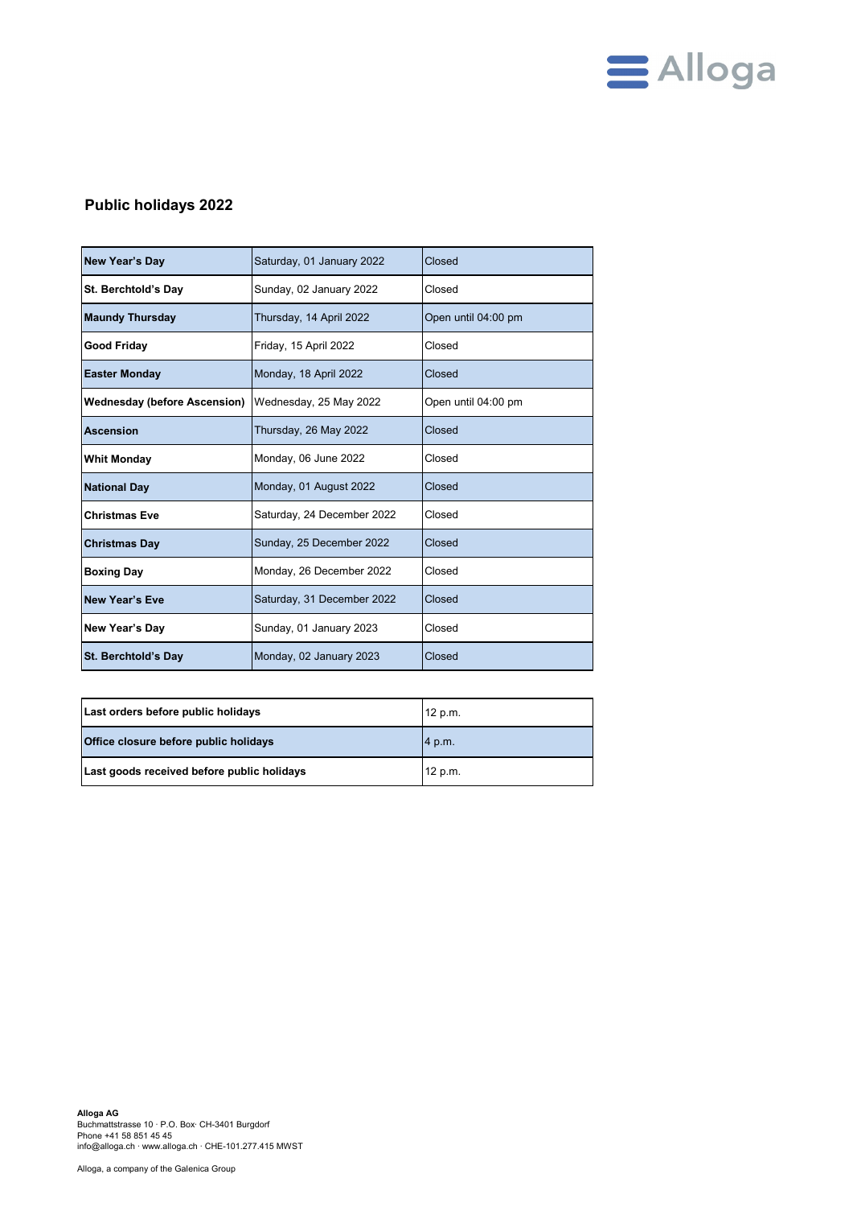## Public holidays 2022

| | | |
|---|---|---|
| **New Year's Day** | Saturday, 01 January 2022 | Closed |
| **St. Berchtold's Day** | Sunday, 02 January 2022 | Closed |
| **Maundy Thursday** | Thursday, 14 April 2022 | Open until 04:00 pm |
| **Good Friday** | Friday, 15 April 2022 | Closed |
| **Easter Monday** | Monday, 18 April 2022 | Closed |
| **Wednesday (before Ascension)** | Wednesday, 25 May 2022 | Open until 04:00 pm |
| **Ascension** | Thursday, 26 May 2022 | Closed |
| **Whit Monday** | Monday, 06 June 2022 | Closed |
| **National Day** | Monday, 01 August 2022 | Closed |
| **Christmas Eve** | Saturday, 24 December 2022 | Closed |
| **Christmas Day** | Sunday, 25 December 2022 | Closed |
| **Boxing Day** | Monday, 26 December 2022 | Closed |
| **New Year's Eve** | Saturday, 31 December 2022 | Closed |
| **New Year's Day** | Sunday, 01 January 2023 | Closed |
| **St. Berchtold's Day** | Monday, 02 January 2023 | Closed |

| | |
|---|---|
| **Last orders before public holidays** | 12 p.m. |
| **Office closure before public holidays** | 4 p.m. |
| **Last goods received before public holidays** | 12 p.m. |

**Alloga AG**
Buchmattstrasse 10 · P.O. Box· CH-3401 Burgdorf
Phone +41 58 851 45 45
info@alloga.ch · www.alloga.ch · CHE-101.277.415 MWST

Alloga, a company of the Galenica Group